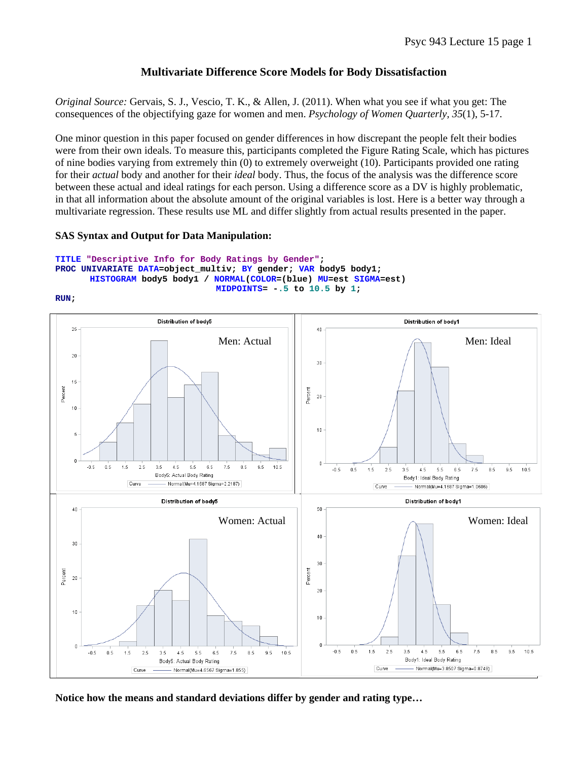## Multivariate Difference Score Models for Body Dissatisfaction

*Original Source:* Gervais, S. J., Vescio, T. K., & Allen, J. (2011). When what you see if what you get: The consequences of the objectifying gaze for women and men. *Psychology of Women Quarterly*, *35*(1), 5-17.

One minor question in this paper focused on gender differences in how discrepant the people felt their bodies were from their own ideals. To measure this, participants completed the Figure Rating Scale, which has pictures of nine bodies varying from extremely thin (0) to extremely overweight (10). Participants provided one rating for their *actual* body and another for their *ideal* body. Thus, the focus of the analysis was the difference score between these actual and ideal ratings for each person. Using a difference score as a DV is highly problematic, in that all information about the absolute amount of the original variables is lost. Here is a better way through a multivariate regression. These results use ML and differ slightly from actual results presented in the paper.

**SAS Syntax and Output for Data Manipulation:**

```
TITLE "Descriptive Info for Body Ratings by Gender";
PROC UNIVARIATE DATA=object_multiv; BY gender; VAR body5 body1;
      HISTOGRAM body5 body1 / NORMAL(COLOR=(blue) MU=est SIGMA=est)
                              MIDPOINTS= -.5 to 10.5 by 1;
RUN;
```

Distribution of body5 — Men: Actual — Body5: Actual Body Rating — Normal(Mu=4.1687 Sigma=2.2187)

Distribution of body1 — Men: Ideal — Body1: Ideal Body Rating — Normal(Mu=4.1687 Sigma=1.0686)

Distribution of body5 — Women: Actual — Body5: Actual Body Rating — Normal(Mu=4.6567 Sigma=1.855)

Distribution of body1 — Women: Ideal — Body1: Ideal Body Rating — Normal(Mu=3.8507 Sigma=0.8748)

**Notice how the means and standard deviations differ by gender and rating type…**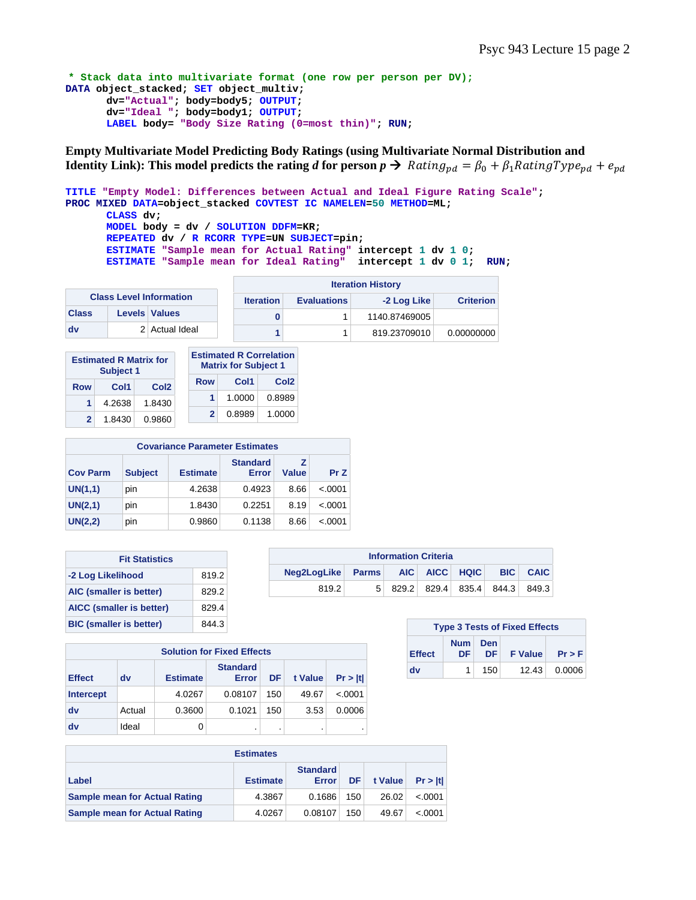```
* Stack data into multivariate format (one row per person per DV);
DATA object_stacked; SET object_multiv;
      dv="Actual"; body=body5; OUTPUT;
      dv="Ideal "; body=body1; OUTPUT;
      LABEL body= "Body Size Rating (0=most thin)"; RUN;
```

**Empty Multivariate Model Predicting Body Ratings (using Multivariate Normal Distribution and Identity Link): This model predicts the rating *d* for person *p* → $Rating_{pd} = \beta_0 + \beta_1 RatingType_{pd} + e_{pd}$**

```
TITLE "Empty Model: Differences between Actual and Ideal Figure Rating Scale";
PROC MIXED DATA=object_stacked COVTEST IC NAMELEN=50 METHOD=ML;
      CLASS dv;
      MODEL body = dv / SOLUTION DDFM=KR;
      REPEATED dv / R RCORR TYPE=UN SUBJECT=pin;
      ESTIMATE "Sample mean for Actual Rating" intercept 1 dv 1 0;
      ESTIMATE "Sample mean for Ideal Rating"  intercept 1 dv 0 1;  RUN;
```

**Class Level Information**

| Class | Levels | Values |
|---|---|---|
| dv | 2 | Actual Ideal |

**Iteration History**

| Iteration | Evaluations | -2 Log Like | Criterion |
|---|---|---|---|
| 0 | 1 | 1140.87469005 | |
| 1 | 1 | 819.23709010 | 0.00000000 |

**Estimated R Matrix for Subject 1**

| Row | Col1 | Col2 |
|---|---|---|
| 1 | 4.2638 | 1.8430 |
| 2 | 1.8430 | 0.9860 |

**Estimated R Correlation Matrix for Subject 1**

| Row | Col1 | Col2 |
|---|---|---|
| 1 | 1.0000 | 0.8989 |
| 2 | 0.8989 | 1.0000 |

**Covariance Parameter Estimates**

| Cov Parm | Subject | Estimate | Standard Error | Z Value | Pr Z |
|---|---|---|---|---|---|
| UN(1,1) | pin | 4.2638 | 0.4923 | 8.66 | <.0001 |
| UN(2,1) | pin | 1.8430 | 0.2251 | 8.19 | <.0001 |
| UN(2,2) | pin | 0.9860 | 0.1138 | 8.66 | <.0001 |

**Fit Statistics**

| | |
|---|---|
| -2 Log Likelihood | 819.2 |
| AIC (smaller is better) | 829.2 |
| AICC (smaller is better) | 829.4 |
| BIC (smaller is better) | 844.3 |

**Information Criteria**

| Neg2LogLike | Parms | AIC | AICC | HQIC | BIC | CAIC |
|---|---|---|---|---|---|---|
| 819.2 | 5 | 829.2 | 829.4 | 835.4 | 844.3 | 849.3 |

**Solution for Fixed Effects**

| Effect | dv | Estimate | Standard Error | DF | t Value | Pr > \|t\| |
|---|---|---|---|---|---|---|
| Intercept | | 4.0267 | 0.08107 | 150 | 49.67 | <.0001 |
| dv | Actual | 0.3600 | 0.1021 | 150 | 3.53 | 0.0006 |
| dv | Ideal | 0 | . | . | . | . |

**Type 3 Tests of Fixed Effects**

| Effect | Num DF | Den DF | F Value | Pr > F |
|---|---|---|---|---|
| dv | 1 | 150 | 12.43 | 0.0006 |

**Estimates**

| Label | Estimate | Standard Error | DF | t Value | Pr > \|t\| |
|---|---|---|---|---|---|
| Sample mean for Actual Rating | 4.3867 | 0.1686 | 150 | 26.02 | <.0001 |
| Sample mean for Actual Rating | 4.0267 | 0.08107 | 150 | 49.67 | <.0001 |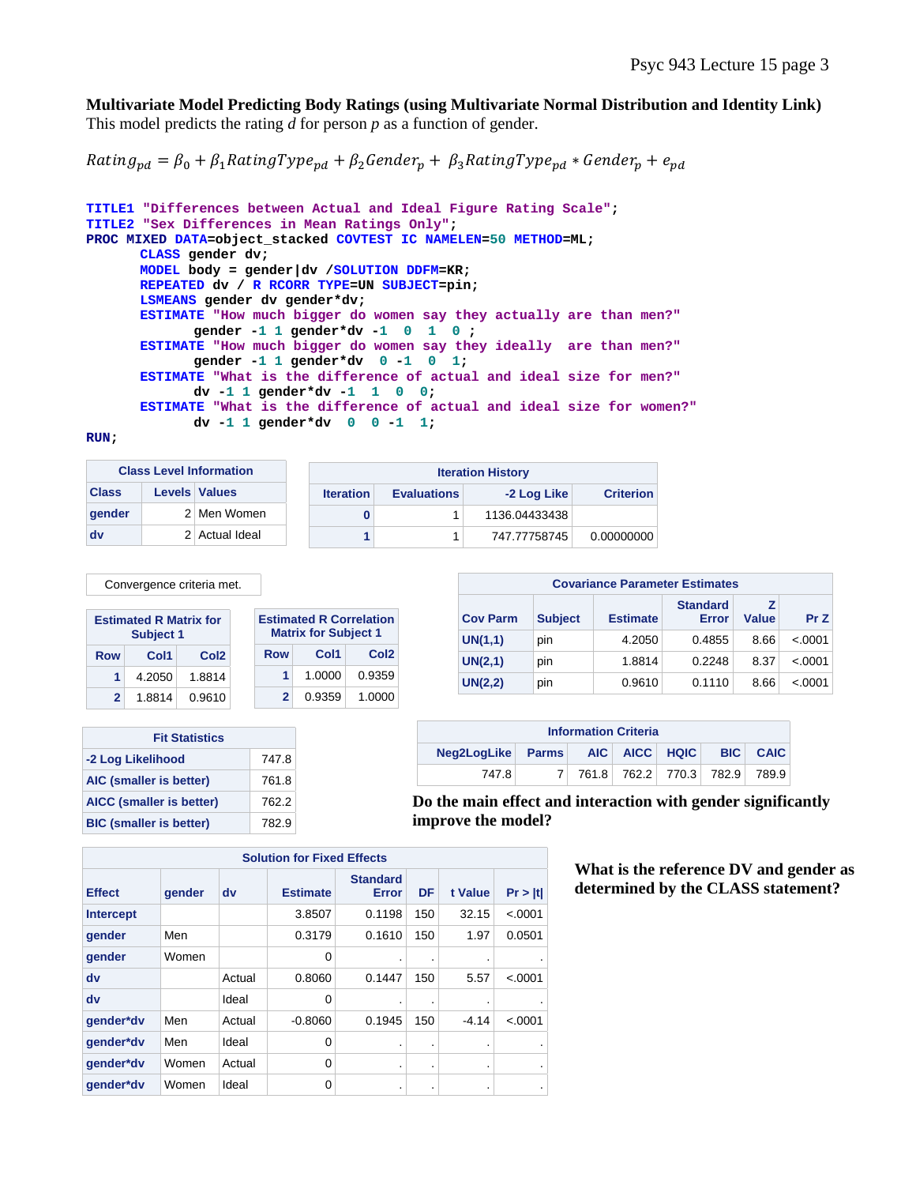**Multivariate Model Predicting Body Ratings (using Multivariate Normal Distribution and Identity Link)**
This model predicts the rating $d$ for person $p$ as a function of gender.

$$Rating_{pd} = \beta_0 + \beta_1 RatingType_{pd} + \beta_2 Gender_p + \beta_3 RatingType_{pd} * Gender_p + e_{pd}$$

```
TITLE1 "Differences between Actual and Ideal Figure Rating Scale";
TITLE2 "Sex Differences in Mean Ratings Only";
PROC MIXED DATA=object_stacked COVTEST IC NAMELEN=50 METHOD=ML;
       CLASS gender dv;
       MODEL body = gender|dv /SOLUTION DDFM=KR;
       REPEATED dv / R RCORR TYPE=UN SUBJECT=pin;
       LSMEANS gender dv gender*dv;
       ESTIMATE "How much bigger do women say they actually are than men?"
              gender -1 1 gender*dv -1  0  1  0 ;
       ESTIMATE "How much bigger do women say they ideally  are than men?"
              gender -1 1 gender*dv  0 -1  0  1;
       ESTIMATE "What is the difference of actual and ideal size for men?"
              dv -1 1 gender*dv -1  1  0  0;
       ESTIMATE "What is the difference of actual and ideal size for women?"
              dv -1 1 gender*dv  0  0 -1  1;
RUN;
```

| Class Level Information | | |
|---|---|---|
| Class | Levels | Values |
| gender | 2 | Men Women |
| dv | 2 | Actual Ideal |

| Iteration History | | | |
|---|---|---|---|
| Iteration | Evaluations | -2 Log Like | Criterion |
| 0 | 1 | 1136.04433438 | |
| 1 | 1 | 747.77758745 | 0.00000000 |

Convergence criteria met.

| Estimated R Matrix for Subject 1 | | |
|---|---|---|
| Row | Col1 | Col2 |
| 1 | 4.2050 | 1.8814 |
| 2 | 1.8814 | 0.9610 |

| Estimated R Correlation Matrix for Subject 1 | | |
|---|---|---|
| Row | Col1 | Col2 |
| 1 | 1.0000 | 0.9359 |
| 2 | 0.9359 | 1.0000 |

| Covariance Parameter Estimates | | | | | |
|---|---|---|---|---|---|
| Cov Parm | Subject | Estimate | Standard Error | Z Value | Pr Z |
| UN(1,1) | pin | 4.2050 | 0.4855 | 8.66 | <.0001 |
| UN(2,1) | pin | 1.8814 | 0.2248 | 8.37 | <.0001 |
| UN(2,2) | pin | 0.9610 | 0.1110 | 8.66 | <.0001 |

| Fit Statistics | |
|---|---|
| -2 Log Likelihood | 747.8 |
| AIC (smaller is better) | 761.8 |
| AICC (smaller is better) | 762.2 |
| BIC (smaller is better) | 782.9 |

| Information Criteria | | | | | | |
|---|---|---|---|---|---|---|
| Neg2LogLike | Parms | AIC | AICC | HQIC | BIC | CAIC |
| 747.8 | 7 | 761.8 | 762.2 | 770.3 | 782.9 | 789.9 |

**Do the main effect and interaction with gender significantly improve the model?**

| Solution for Fixed Effects | | | | | | | |
|---|---|---|---|---|---|---|---|
| Effect | gender | dv | Estimate | Standard Error | DF | t Value | Pr > \|t\| |
| Intercept | | | 3.8507 | 0.1198 | 150 | 32.15 | <.0001 |
| gender | Men | | 0.3179 | 0.1610 | 150 | 1.97 | 0.0501 |
| gender | Women | | 0 | . | . | . | . |
| dv | | Actual | 0.8060 | 0.1447 | 150 | 5.57 | <.0001 |
| dv | | Ideal | 0 | . | . | . | . |
| gender*dv | Men | Actual | -0.8060 | 0.1945 | 150 | -4.14 | <.0001 |
| gender*dv | Men | Ideal | 0 | . | . | . | . |
| gender*dv | Women | Actual | 0 | . | . | . | . |
| gender*dv | Women | Ideal | 0 | . | . | . | . |

**What is the reference DV and gender as determined by the CLASS statement?**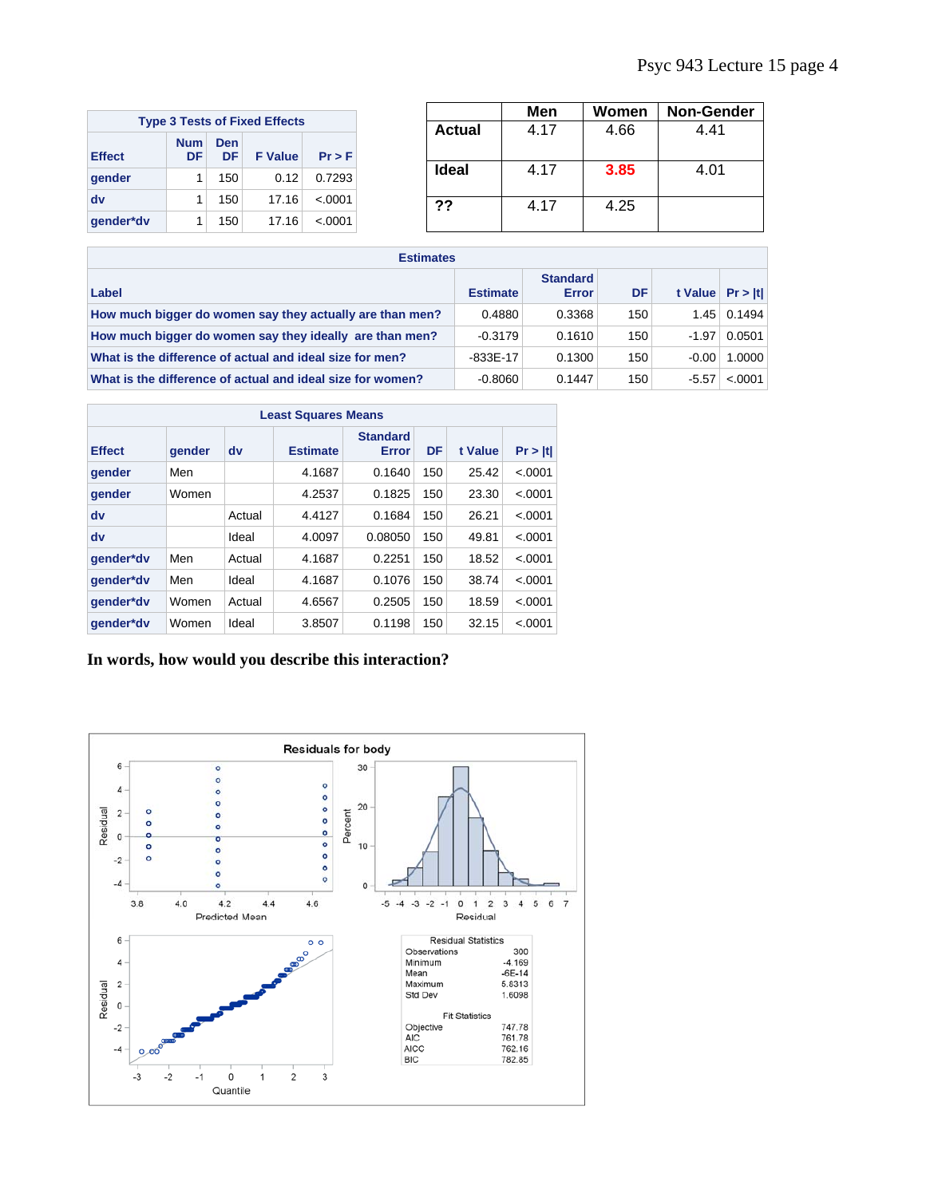| Type 3 Tests of Fixed Effects | | | | |
|---|---|---|---|---|
| Effect | Num DF | Den DF | F Value | Pr > F |
| gender | 1 | 150 | 0.12 | 0.7293 |
| dv | 1 | 150 | 17.16 | <.0001 |
| gender*dv | 1 | 150 | 17.16 | <.0001 |

| | Men | Women | Non-Gender |
|---|---|---|---|
| Actual | 4.17 | 4.66 | 4.41 |
| Ideal | 4.17 | 3.85 | 4.01 |
| ?? | 4.17 | 4.25 | |

| Estimates | | | | | |
|---|---|---|---|---|---|
| Label | Estimate | Standard Error | DF | t Value | Pr > \|t\| |
| How much bigger do women say they actually are than men? | 0.4880 | 0.3368 | 150 | 1.45 | 0.1494 |
| How much bigger do women say they ideally are than men? | -0.3179 | 0.1610 | 150 | -1.97 | 0.0501 |
| What is the difference of actual and ideal size for men? | -833E-17 | 0.1300 | 150 | -0.00 | 1.0000 |
| What is the difference of actual and ideal size for women? | -0.8060 | 0.1447 | 150 | -5.57 | <.0001 |

| Least Squares Means | | | | | | | |
|---|---|---|---|---|---|---|---|
| Effect | gender | dv | Estimate | Standard Error | DF | t Value | Pr > \|t\| |
| gender | Men | | 4.1687 | 0.1640 | 150 | 25.42 | <.0001 |
| gender | Women | | 4.2537 | 0.1825 | 150 | 23.30 | <.0001 |
| dv | | Actual | 4.4127 | 0.1684 | 150 | 26.21 | <.0001 |
| dv | | Ideal | 4.0097 | 0.08050 | 150 | 49.81 | <.0001 |
| gender*dv | Men | Actual | 4.1687 | 0.2251 | 150 | 18.52 | <.0001 |
| gender*dv | Men | Ideal | 4.1687 | 0.1076 | 150 | 38.74 | <.0001 |
| gender*dv | Women | Actual | 4.6567 | 0.2505 | 150 | 18.59 | <.0001 |
| gender*dv | Women | Ideal | 3.8507 | 0.1198 | 150 | 32.15 | <.0001 |

**In words, how would you describe this interaction?**

Residuals for body

| Residual Statistics | |
|---|---|
| Observations | 300 |
| Minimum | -4.169 |
| Mean | -6E-14 |
| Maximum | 5.8313 |
| Std Dev | 1.6098 |

| Fit Statistics | |
|---|---|
| Objective | 747.78 |
| AIC | 761.78 |
| AICC | 762.16 |
| BIC | 782.85 |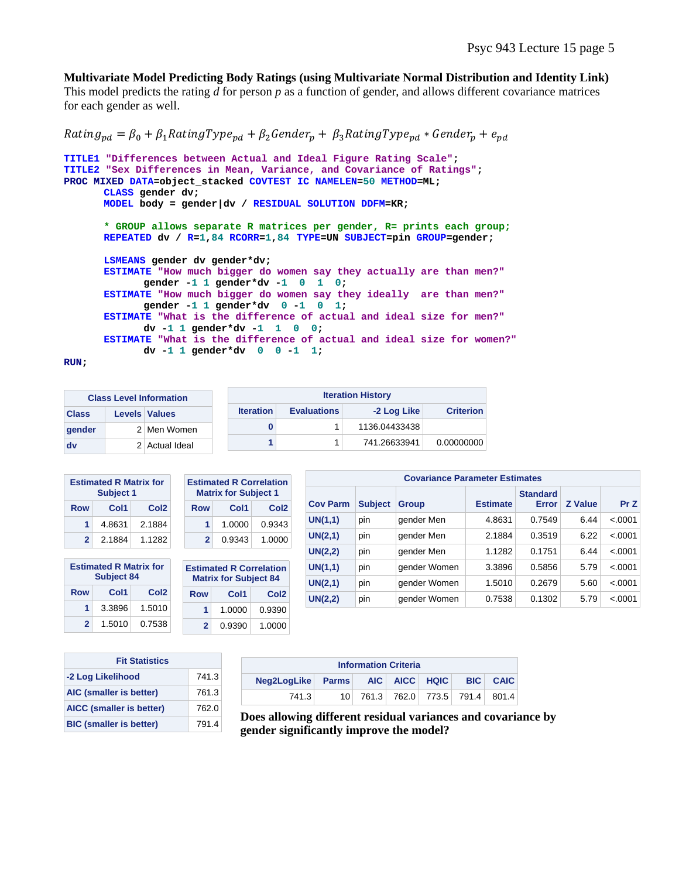**Multivariate Model Predicting Body Ratings (using Multivariate Normal Distribution and Identity Link)**
This model predicts the rating $d$ for person $p$ as a function of gender, and allows different covariance matrices for each gender as well.

$$Rating_{pd} = \beta_0 + \beta_1 RatingType_{pd} + \beta_2 Gender_p + \beta_3 RatingType_{pd} * Gender_p + e_{pd}$$

```
TITLE1 "Differences between Actual and Ideal Figure Rating Scale";
TITLE2 "Sex Differences in Mean, Variance, and Covariance of Ratings";
PROC MIXED DATA=object_stacked COVTEST IC NAMELEN=50 METHOD=ML;
       CLASS gender dv;
       MODEL body = gender|dv / RESIDUAL SOLUTION DDFM=KR;

       * GROUP allows separate R matrices per gender, R= prints each group;
       REPEATED dv / R=1,84 RCORR=1,84 TYPE=UN SUBJECT=pin GROUP=gender;

       LSMEANS gender dv gender*dv;
       ESTIMATE "How much bigger do women say they actually are than men?"
              gender -1 1 gender*dv -1  0  1  0;
       ESTIMATE "How much bigger do women say they ideally  are than men?"
              gender -1 1 gender*dv  0 -1  0  1;
       ESTIMATE "What is the difference of actual and ideal size for men?"
              dv -1 1 gender*dv -1  1  0  0;
       ESTIMATE "What is the difference of actual and ideal size for women?"
              dv -1 1 gender*dv  0  0 -1  1;
RUN;
```

| Class Level Information | | |
|---|---|---|
| Class | Levels | Values |
| gender | 2 | Men Women |
| dv | 2 | Actual Ideal |

| Iteration History | | | |
|---|---|---|---|
| Iteration | Evaluations | -2 Log Like | Criterion |
| 0 | 1 | 1136.04433438 | |
| 1 | 1 | 741.26633941 | 0.00000000 |

| Estimated R Matrix for Subject 1 | | |
|---|---|---|
| Row | Col1 | Col2 |
| 1 | 4.8631 | 2.1884 |
| 2 | 2.1884 | 1.1282 |

| Estimated R Correlation Matrix for Subject 1 | | |
|---|---|---|
| Row | Col1 | Col2 |
| 1 | 1.0000 | 0.9343 |
| 2 | 0.9343 | 1.0000 |

| Estimated R Matrix for Subject 84 | | |
|---|---|---|
| Row | Col1 | Col2 |
| 1 | 3.3896 | 1.5010 |
| 2 | 1.5010 | 0.7538 |

| Estimated R Correlation Matrix for Subject 84 | | |
|---|---|---|
| Row | Col1 | Col2 |
| 1 | 1.0000 | 0.9390 |
| 2 | 0.9390 | 1.0000 |

| Covariance Parameter Estimates | | | | | | |
|---|---|---|---|---|---|---|
| Cov Parm | Subject | Group | Estimate | Standard Error | Z Value | Pr Z |
| UN(1,1) | pin | gender Men | 4.8631 | 0.7549 | 6.44 | <.0001 |
| UN(2,1) | pin | gender Men | 2.1884 | 0.3519 | 6.22 | <.0001 |
| UN(2,2) | pin | gender Men | 1.1282 | 0.1751 | 6.44 | <.0001 |
| UN(1,1) | pin | gender Women | 3.3896 | 0.5856 | 5.79 | <.0001 |
| UN(2,1) | pin | gender Women | 1.5010 | 0.2679 | 5.60 | <.0001 |
| UN(2,2) | pin | gender Women | 0.7538 | 0.1302 | 5.79 | <.0001 |

| Fit Statistics | |
|---|---|
| -2 Log Likelihood | 741.3 |
| AIC (smaller is better) | 761.3 |
| AICC (smaller is better) | 762.0 |
| BIC (smaller is better) | 791.4 |

| Information Criteria | | | | | | |
|---|---|---|---|---|---|---|
| Neg2LogLike | Parms | AIC | AICC | HQIC | BIC | CAIC |
| 741.3 | 10 | 761.3 | 762.0 | 773.5 | 791.4 | 801.4 |

**Does allowing different residual variances and covariance by gender significantly improve the model?**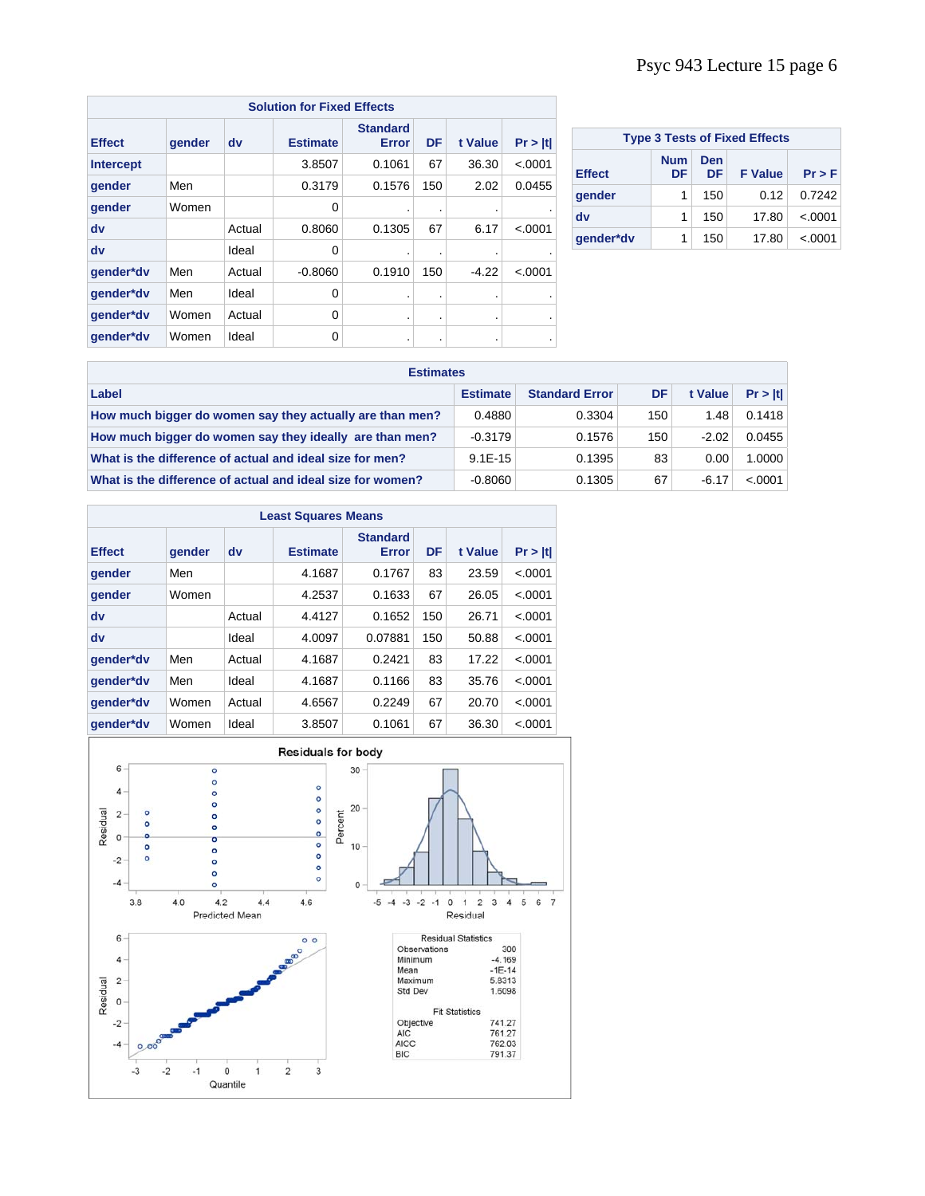**Solution for Fixed Effects**

| Effect | gender | dv | Estimate | Standard Error | DF | t Value | Pr > \|t\| |
|---|---|---|---|---|---|---|---|
| Intercept | | | 3.8507 | 0.1061 | 67 | 36.30 | <.0001 |
| gender | Men | | 0.3179 | 0.1576 | 150 | 2.02 | 0.0455 |
| gender | Women | | 0 | . | . | . | . |
| dv | | Actual | 0.8060 | 0.1305 | 67 | 6.17 | <.0001 |
| dv | | Ideal | 0 | . | . | . | . |
| gender*dv | Men | Actual | -0.8060 | 0.1910 | 150 | -4.22 | <.0001 |
| gender*dv | Men | Ideal | 0 | . | . | . | . |
| gender*dv | Women | Actual | 0 | . | . | . | . |
| gender*dv | Women | Ideal | 0 | . | . | . | . |

**Type 3 Tests of Fixed Effects**

| Effect | Num DF | Den DF | F Value | Pr > F |
|---|---|---|---|---|
| gender | 1 | 150 | 0.12 | 0.7242 |
| dv | 1 | 150 | 17.80 | <.0001 |
| gender*dv | 1 | 150 | 17.80 | <.0001 |

**Estimates**

| Label | Estimate | Standard Error | DF | t Value | Pr > \|t\| |
|---|---|---|---|---|---|
| How much bigger do women say they actually are than men? | 0.4880 | 0.3304 | 150 | 1.48 | 0.1418 |
| How much bigger do women say they ideally are than men? | -0.3179 | 0.1576 | 150 | -2.02 | 0.0455 |
| What is the difference of actual and ideal size for men? | 9.1E-15 | 0.1395 | 83 | 0.00 | 1.0000 |
| What is the difference of actual and ideal size for women? | -0.8060 | 0.1305 | 67 | -6.17 | <.0001 |

**Least Squares Means**

| Effect | gender | dv | Estimate | Standard Error | DF | t Value | Pr > \|t\| |
|---|---|---|---|---|---|---|---|
| gender | Men | | 4.1687 | 0.1767 | 83 | 23.59 | <.0001 |
| gender | Women | | 4.2537 | 0.1633 | 67 | 26.05 | <.0001 |
| dv | | Actual | 4.4127 | 0.1652 | 150 | 26.71 | <.0001 |
| dv | | Ideal | 4.0097 | 0.07881 | 150 | 50.88 | <.0001 |
| gender*dv | Men | Actual | 4.1687 | 0.2421 | 83 | 17.22 | <.0001 |
| gender*dv | Men | Ideal | 4.1687 | 0.1166 | 83 | 35.76 | <.0001 |
| gender*dv | Women | Actual | 4.6567 | 0.2249 | 67 | 20.70 | <.0001 |
| gender*dv | Women | Ideal | 3.8507 | 0.1061 | 67 | 36.30 | <.0001 |

Residuals for body

Residual
Predicted Mean
Percent
Residual
Quantile

Residual Statistics
Observations 300
Minimum -4.169
Mean -1E-14
Maximum 5.8313
Std Dev 1.6098

Fit Statistics
Objective 741.27
AIC 761.27
AICC 762.03
BIC 791.37